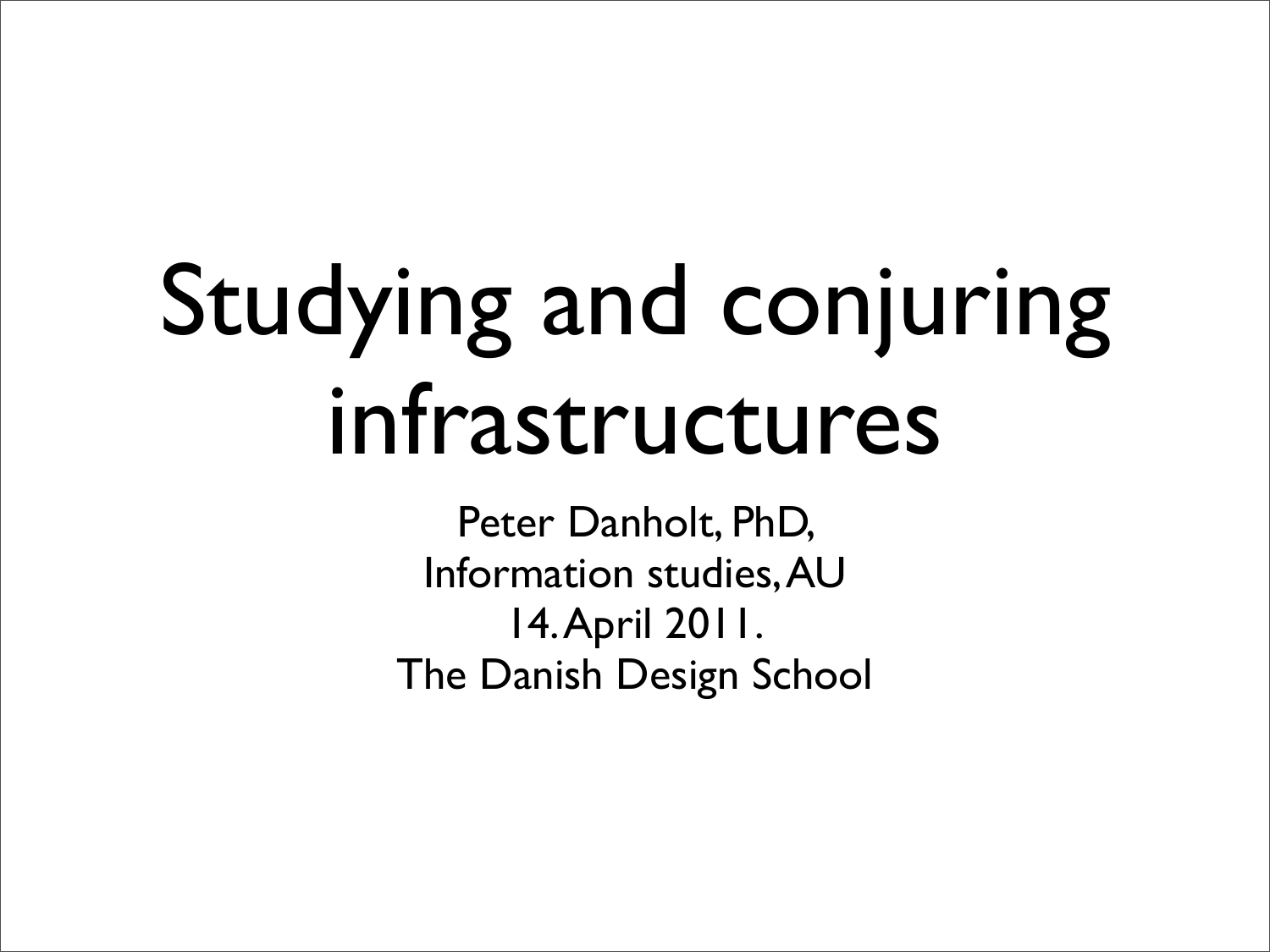# Studying and conjuring infrastructures

Peter Danholt, PhD,
Information studies, AU
14. April 2011.
The Danish Design School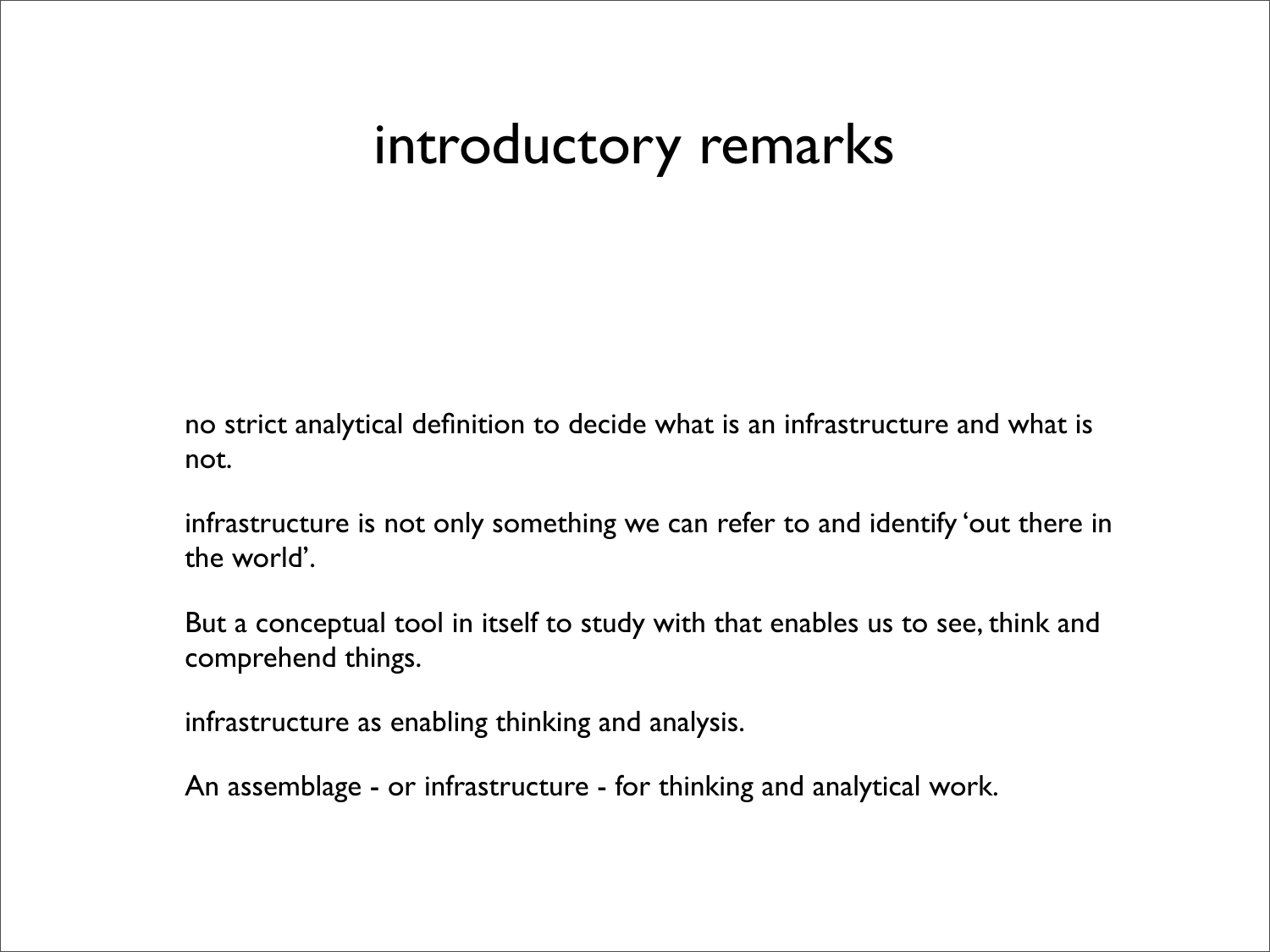# introductory remarks

no strict analytical definition to decide what is an infrastructure and what is not.

infrastructure is not only something we can refer to and identify 'out there in the world'.

But a conceptual tool in itself to study with that enables us to see, think and comprehend things.

infrastructure as enabling thinking and analysis.

An assemblage - or infrastructure - for thinking and analytical work.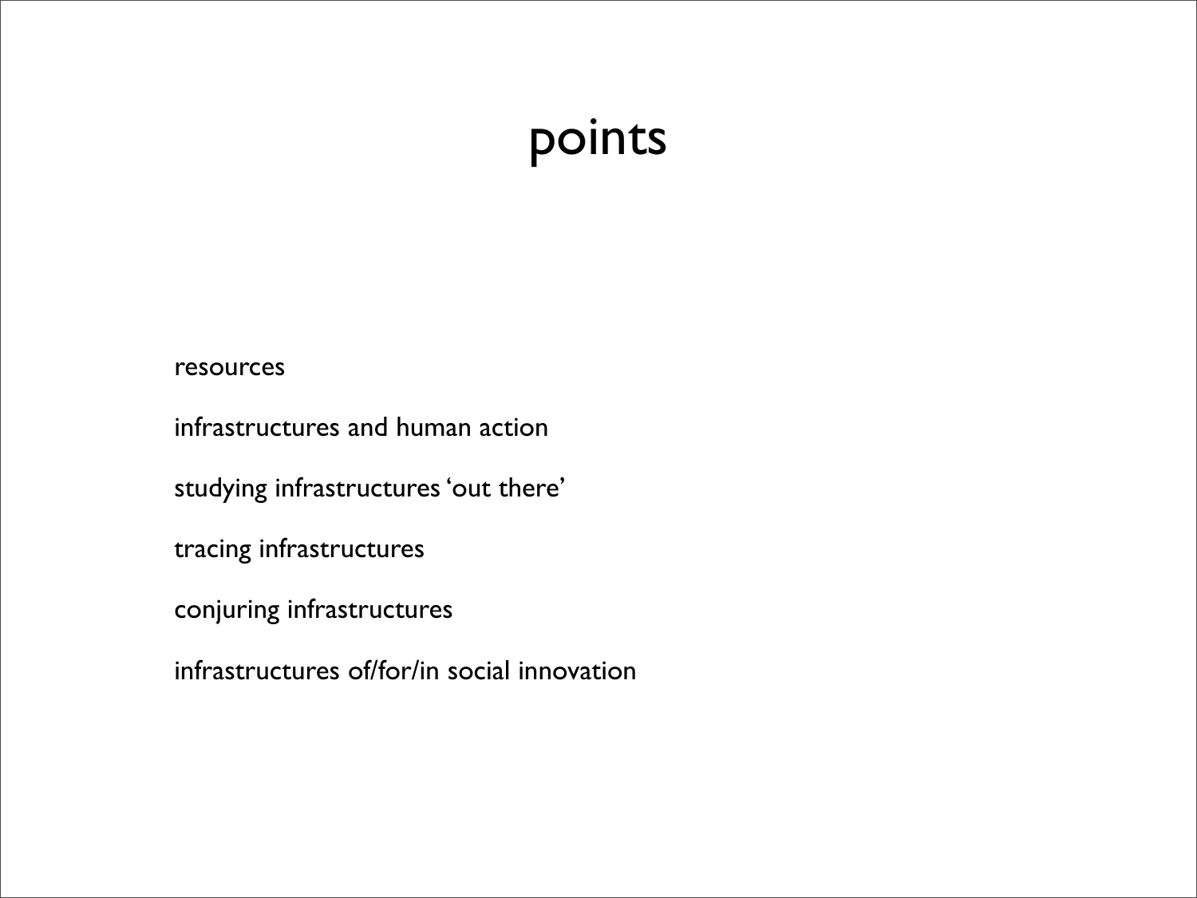# points

resources

infrastructures and human action

studying infrastructures 'out there'

tracing infrastructures

conjuring infrastructures

infrastructures of/for/in social innovation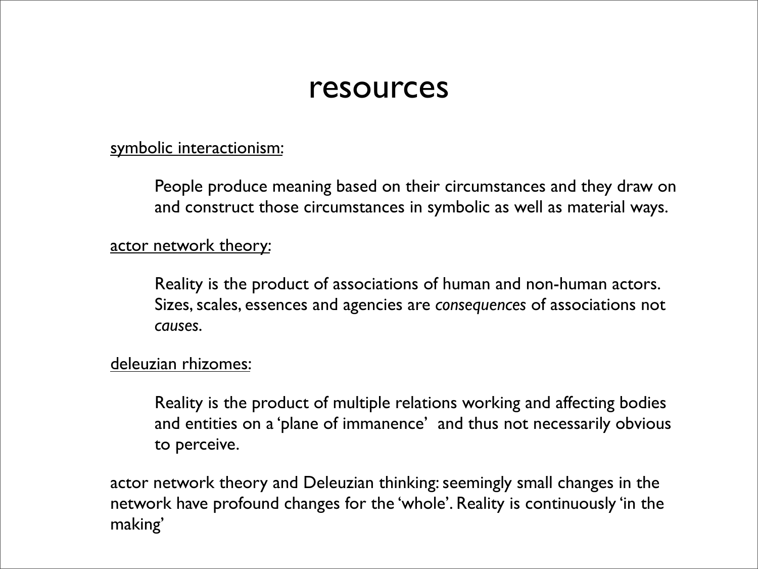# resources

<u>symbolic interactionism</u>:

> People produce meaning based on their circumstances and they draw on and construct those circumstances in symbolic as well as material ways.

<u>actor network theory</u>:

> Reality is the product of associations of human and non-human actors. Sizes, scales, essences and agencies are *consequences* of associations not *causes*.

<u>deleuzian rhizomes</u>:

> Reality is the product of multiple relations working and affecting bodies and entities on a 'plane of immanence' and thus not necessarily obvious to perceive.

actor network theory and Deleuzian thinking: seemingly small changes in the network have profound changes for the 'whole'. Reality is continuously 'in the making'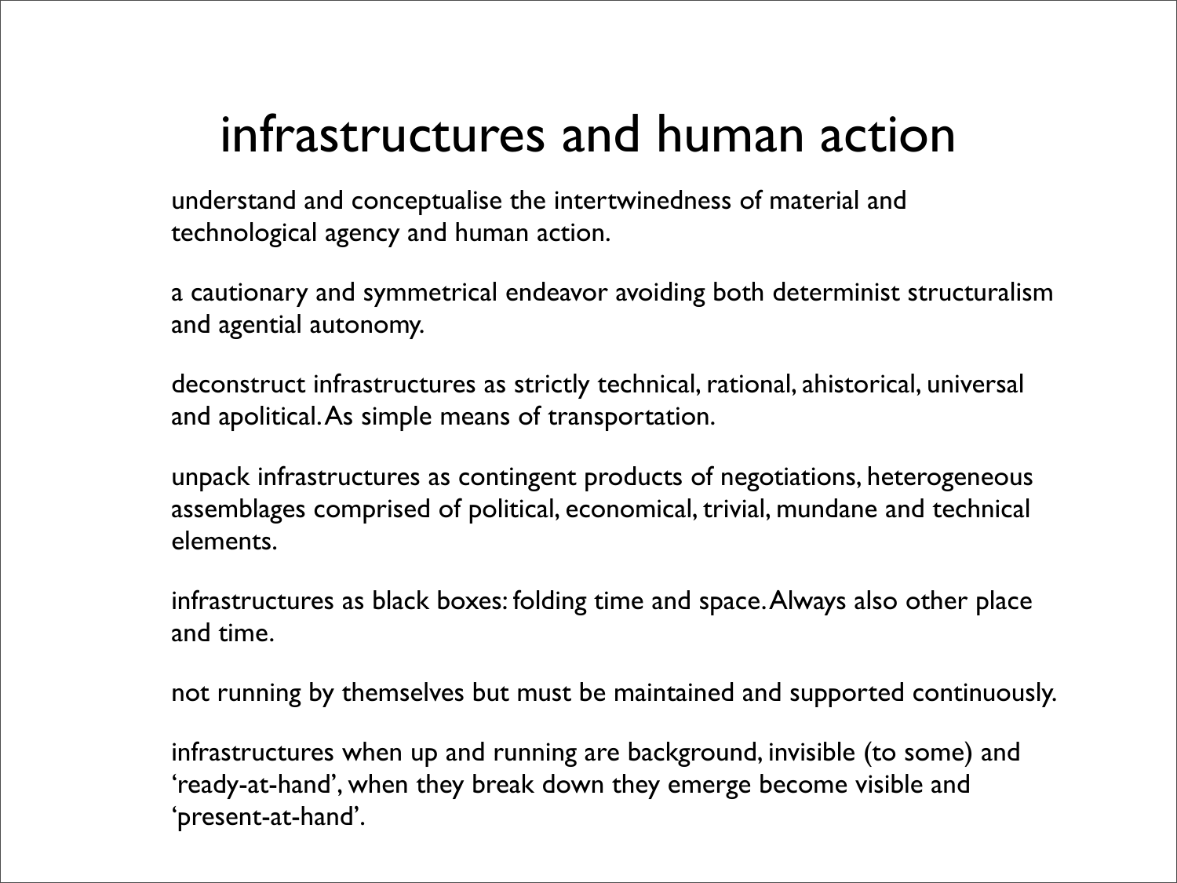# infrastructures and human action

understand and conceptualise the intertwinedness of material and technological agency and human action.

a cautionary and symmetrical endeavor avoiding both determinist structuralism and agential autonomy.

deconstruct infrastructures as strictly technical, rational, ahistorical, universal and apolitical. As simple means of transportation.

unpack infrastructures as contingent products of negotiations, heterogeneous assemblages comprised of political, economical, trivial, mundane and technical elements.

infrastructures as black boxes: folding time and space. Always also other place and time.

not running by themselves but must be maintained and supported continuously.

infrastructures when up and running are background, invisible (to some) and 'ready-at-hand', when they break down they emerge become visible and 'present-at-hand'.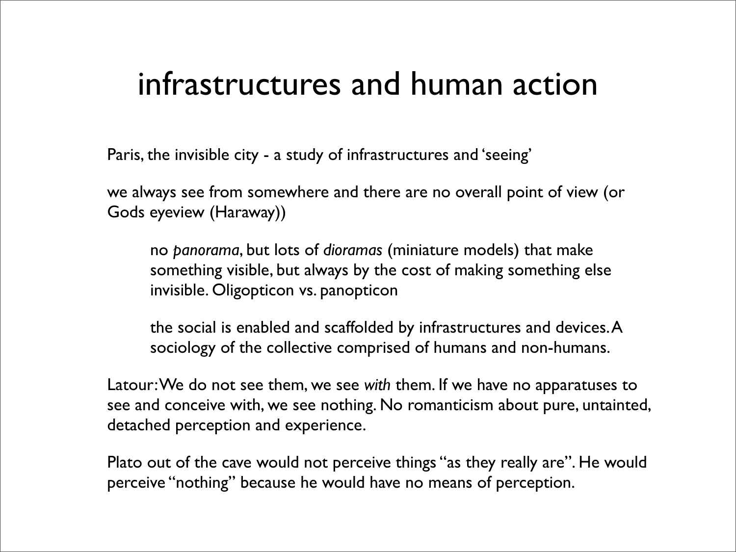# infrastructures and human action

Paris, the invisible city - a study of infrastructures and 'seeing'

we always see from somewhere and there are no overall point of view (or Gods eyeview (Haraway))

> no *panorama*, but lots of *dioramas* (miniature models) that make something visible, but always by the cost of making something else invisible. Oligopticon vs. panopticon
>
> the social is enabled and scaffolded by infrastructures and devices. A sociology of the collective comprised of humans and non-humans.

Latour: We do not see them, we see *with* them. If we have no apparatuses to see and conceive with, we see nothing. No romanticism about pure, untainted, detached perception and experience.

Plato out of the cave would not perceive things "as they really are". He would perceive "nothing" because he would have no means of perception.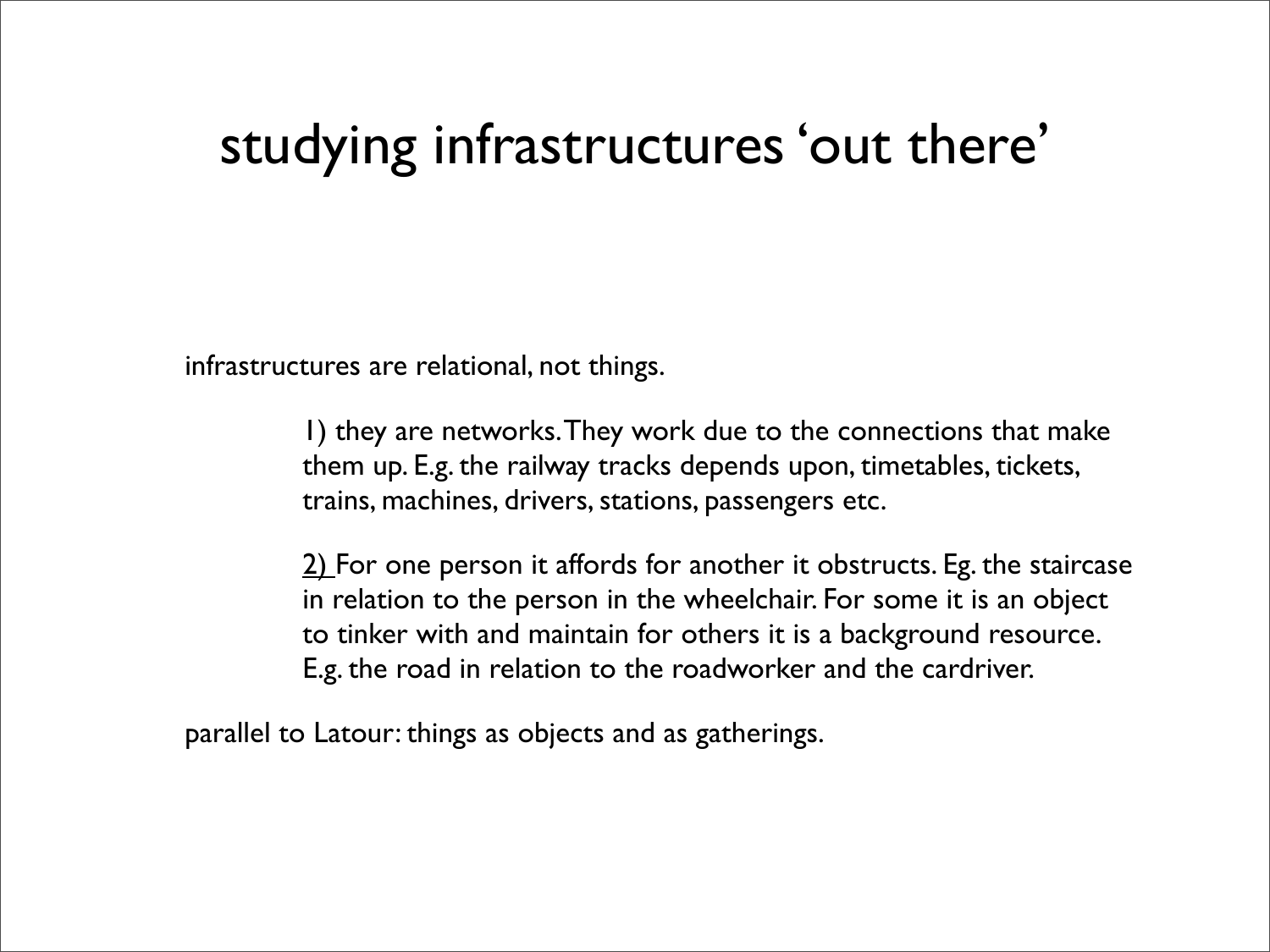# studying infrastructures ‘out there’

infrastructures are relational, not things.

> 1) they are networks. They work due to the connections that make them up. E.g. the railway tracks depends upon, timetables, tickets, trains, machines, drivers, stations, passengers etc.
>
> 2) For one person it affords for another it obstructs. Eg. the staircase in relation to the person in the wheelchair. For some it is an object to tinker with and maintain for others it is a background resource. E.g. the road in relation to the roadworker and the cardriver.

parallel to Latour: things as objects and as gatherings.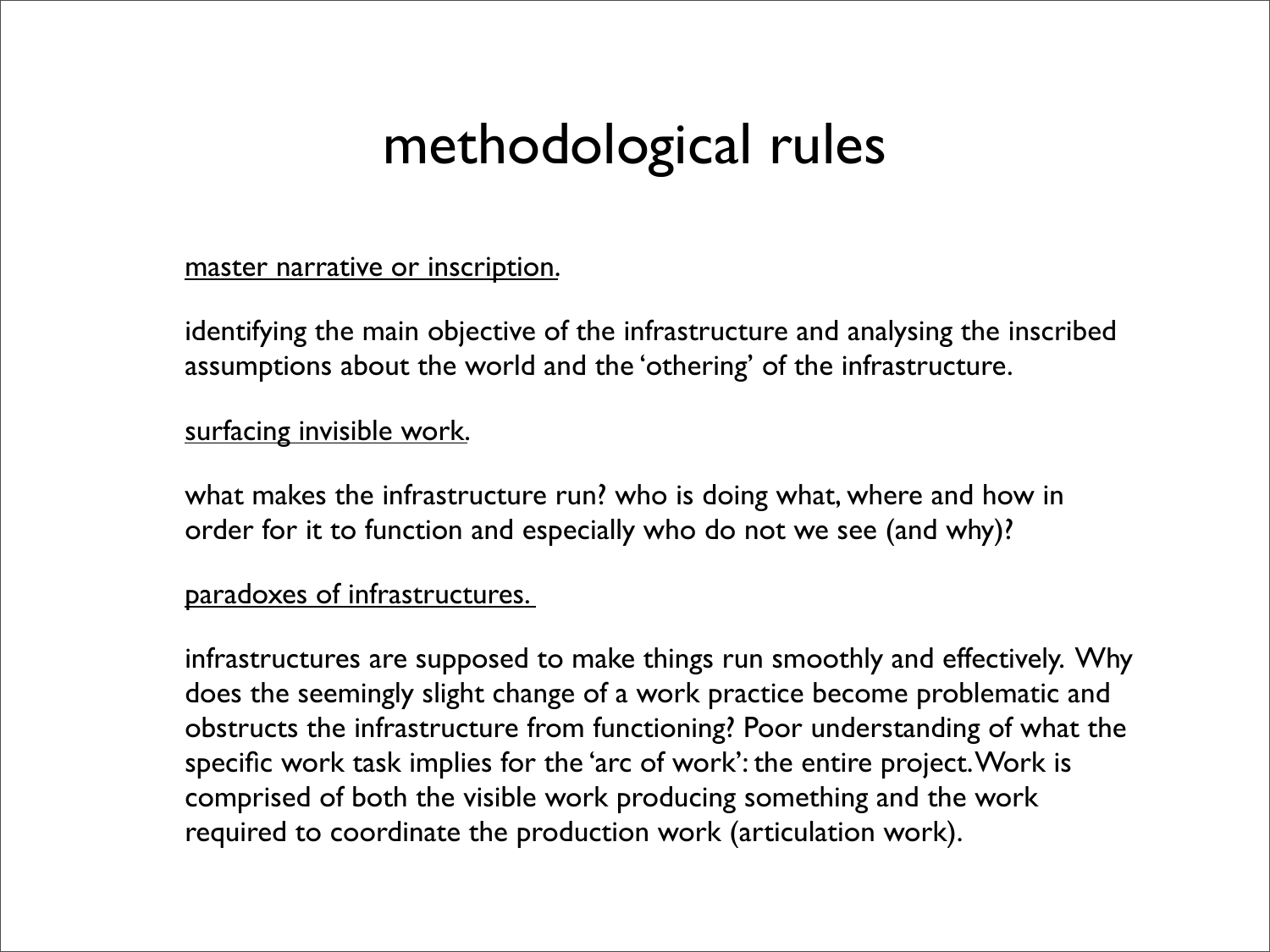# methodological rules

<u>master narrative or inscription</u>.

identifying the main objective of the infrastructure and analysing the inscribed assumptions about the world and the 'othering' of the infrastructure.

<u>surfacing invisible work</u>.

what makes the infrastructure run? who is doing what, where and how in order for it to function and especially who do not we see (and why)?

<u>paradoxes of infrastructures.</u>

infrastructures are supposed to make things run smoothly and effectively. Why does the seemingly slight change of a work practice become problematic and obstructs the infrastructure from functioning? Poor understanding of what the specific work task implies for the 'arc of work': the entire project. Work is comprised of both the visible work producing something and the work required to coordinate the production work (articulation work).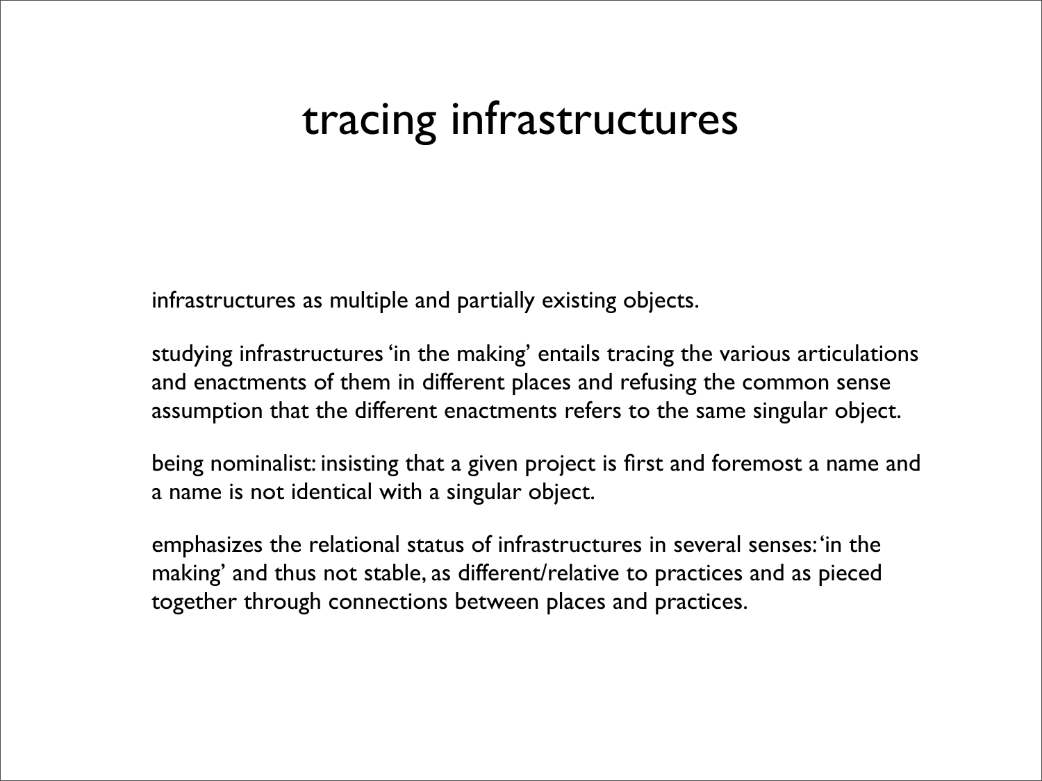# tracing infrastructures

infrastructures as multiple and partially existing objects.

studying infrastructures 'in the making' entails tracing the various articulations and enactments of them in different places and refusing the common sense assumption that the different enactments refers to the same singular object.

being nominalist: insisting that a given project is first and foremost a name and a name is not identical with a singular object.

emphasizes the relational status of infrastructures in several senses: 'in the making' and thus not stable, as different/relative to practices and as pieced together through connections between places and practices.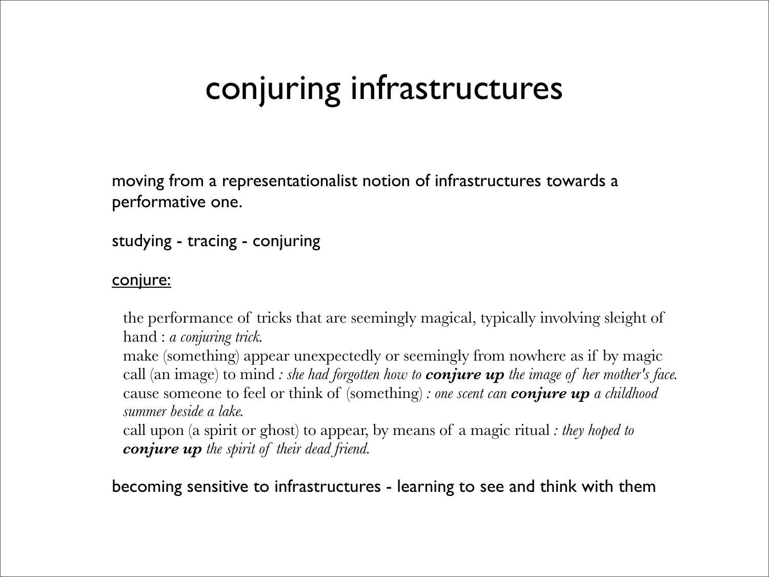# conjuring infrastructures

moving from a representationalist notion of infrastructures towards a performative one.

studying - tracing - conjuring

<u>conjure:</u>

the performance of tricks that are seemingly magical, typically involving sleight of hand : *a conjuring trick.*
make (something) appear unexpectedly or seemingly from nowhere as if by magic
call (an image) to mind *: she had forgotten how to **conjure up** the image of her mother's face.*
cause someone to feel or think of (something) *: one scent can **conjure up** a childhood summer beside a lake.*
call upon (a spirit or ghost) to appear, by means of a magic ritual *: they hoped to **conjure up** the spirit of their dead friend.*

becoming sensitive to infrastructures - learning to see and think with them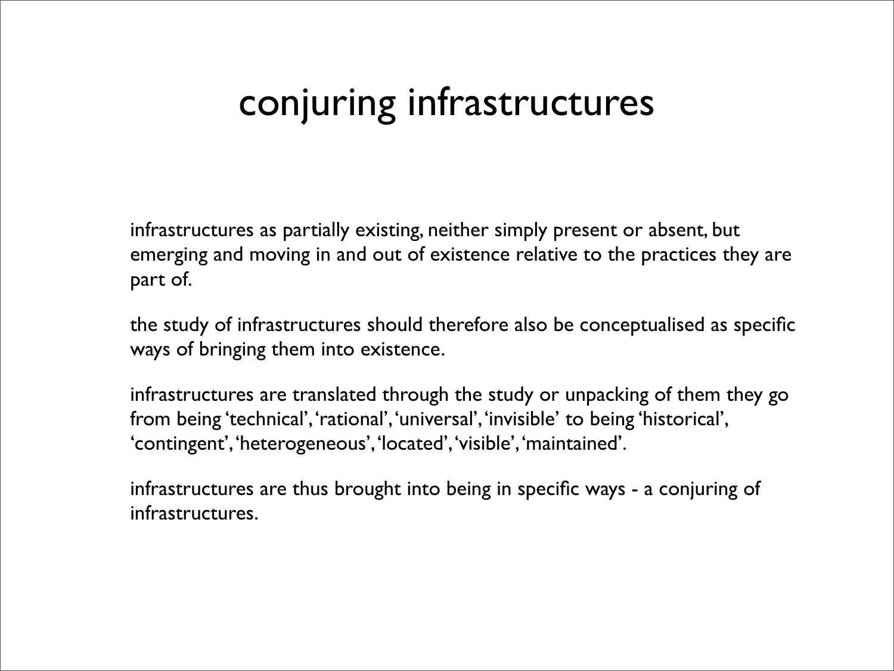# conjuring infrastructures

infrastructures as partially existing, neither simply present or absent, but emerging and moving in and out of existence relative to the practices they are part of.

the study of infrastructures should therefore also be conceptualised as specific ways of bringing them into existence.

infrastructures are translated through the study or unpacking of them they go from being 'technical', 'rational', 'universal', 'invisible' to being 'historical', 'contingent', 'heterogeneous', 'located', 'visible', 'maintained'.

infrastructures are thus brought into being in specific ways - a conjuring of infrastructures.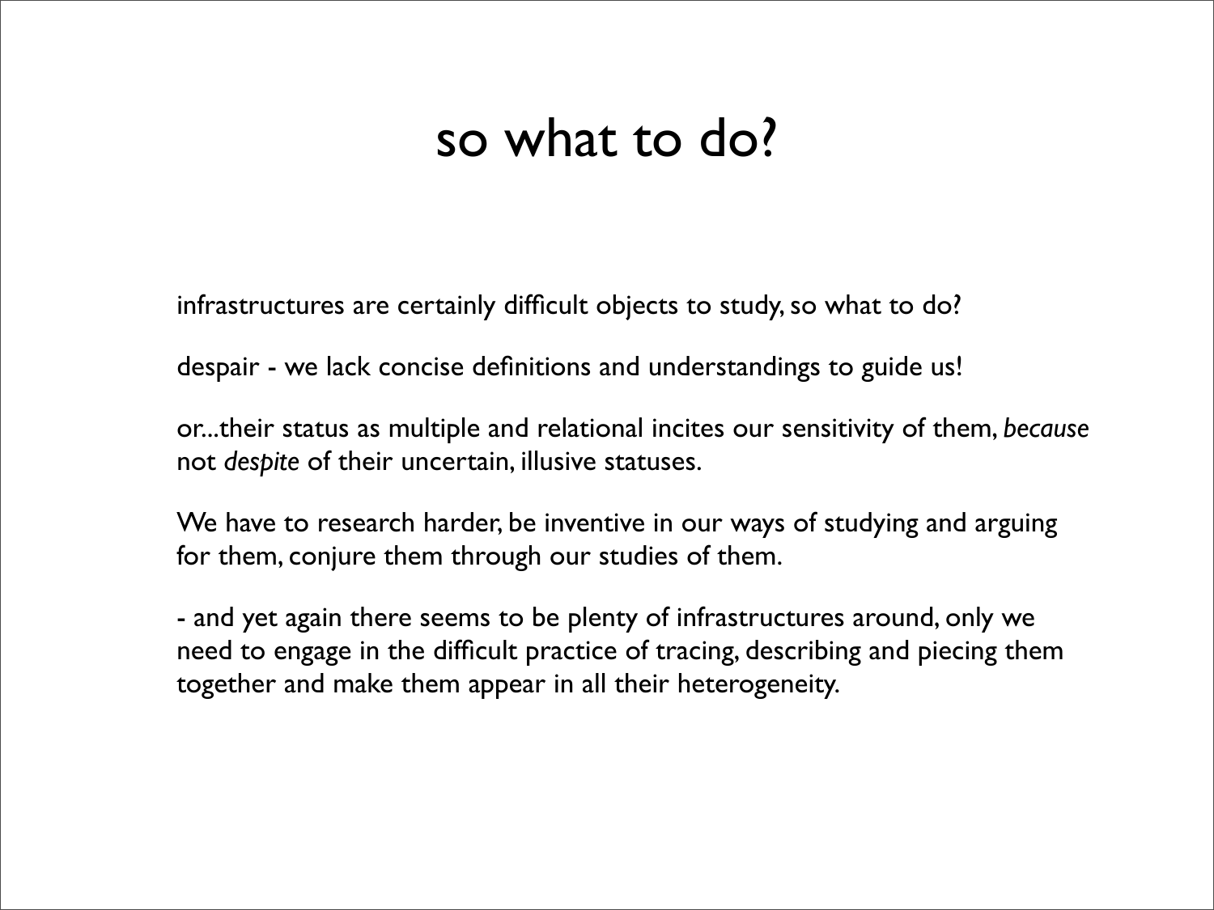# so what to do?

infrastructures are certainly difficult objects to study, so what to do?

despair - we lack concise definitions and understandings to guide us!

or...their status as multiple and relational incites our sensitivity of them, *because* not *despite* of their uncertain, illusive statuses.

We have to research harder, be inventive in our ways of studying and arguing for them, conjure them through our studies of them.

- and yet again there seems to be plenty of infrastructures around, only we need to engage in the difficult practice of tracing, describing and piecing them together and make them appear in all their heterogeneity.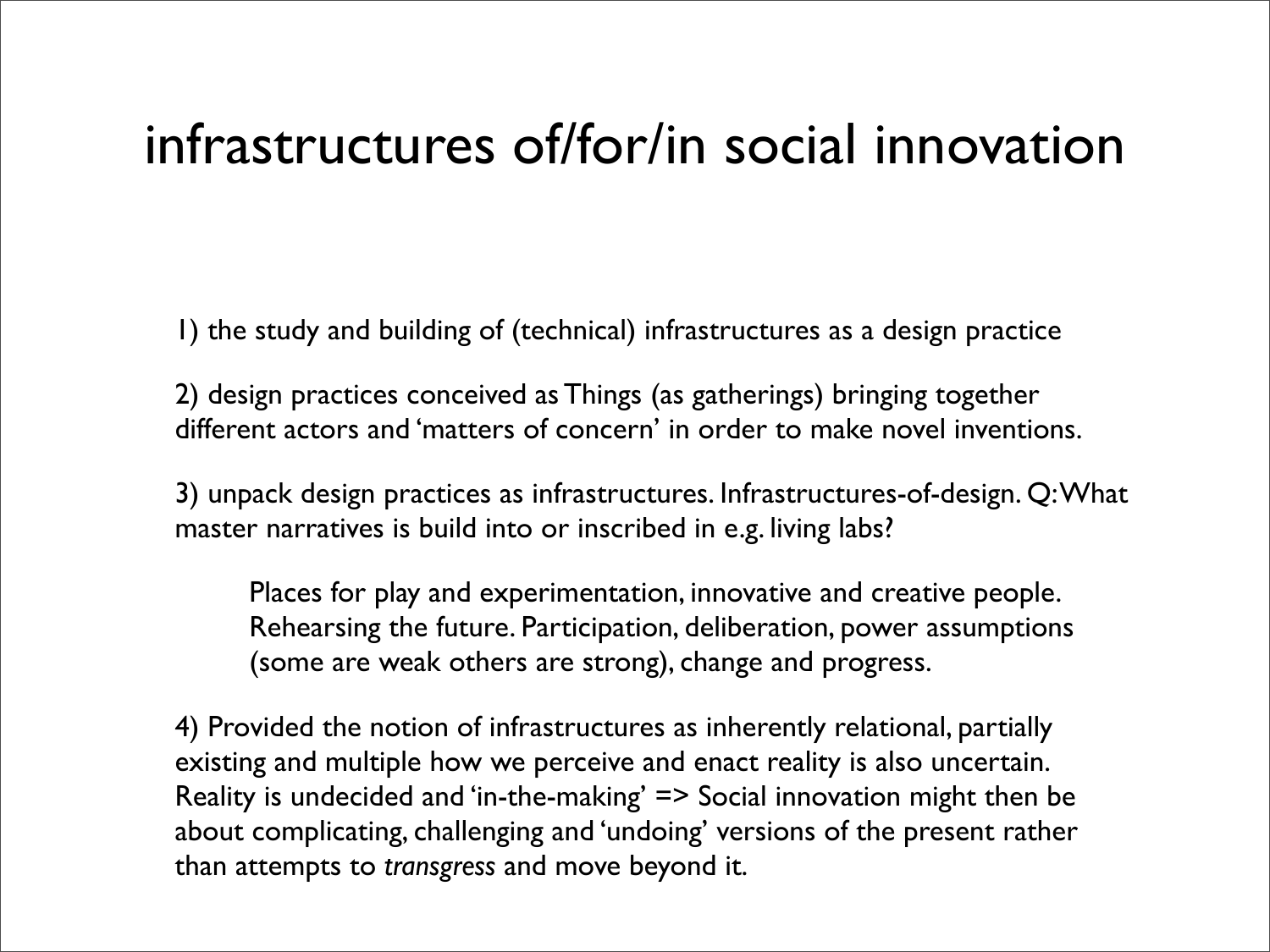# infrastructures of/for/in social innovation

1) the study and building of (technical) infrastructures as a design practice

2) design practices conceived as Things (as gatherings) bringing together different actors and 'matters of concern' in order to make novel inventions.

3) unpack design practices as infrastructures. Infrastructures-of-design. Q: What master narratives is build into or inscribed in e.g. living labs?

> Places for play and experimentation, innovative and creative people. Rehearsing the future. Participation, deliberation, power assumptions (some are weak others are strong), change and progress.

4) Provided the notion of infrastructures as inherently relational, partially existing and multiple how we perceive and enact reality is also uncertain. Reality is undecided and 'in-the-making' => Social innovation might then be about complicating, challenging and 'undoing' versions of the present rather than attempts to *transgress* and move beyond it.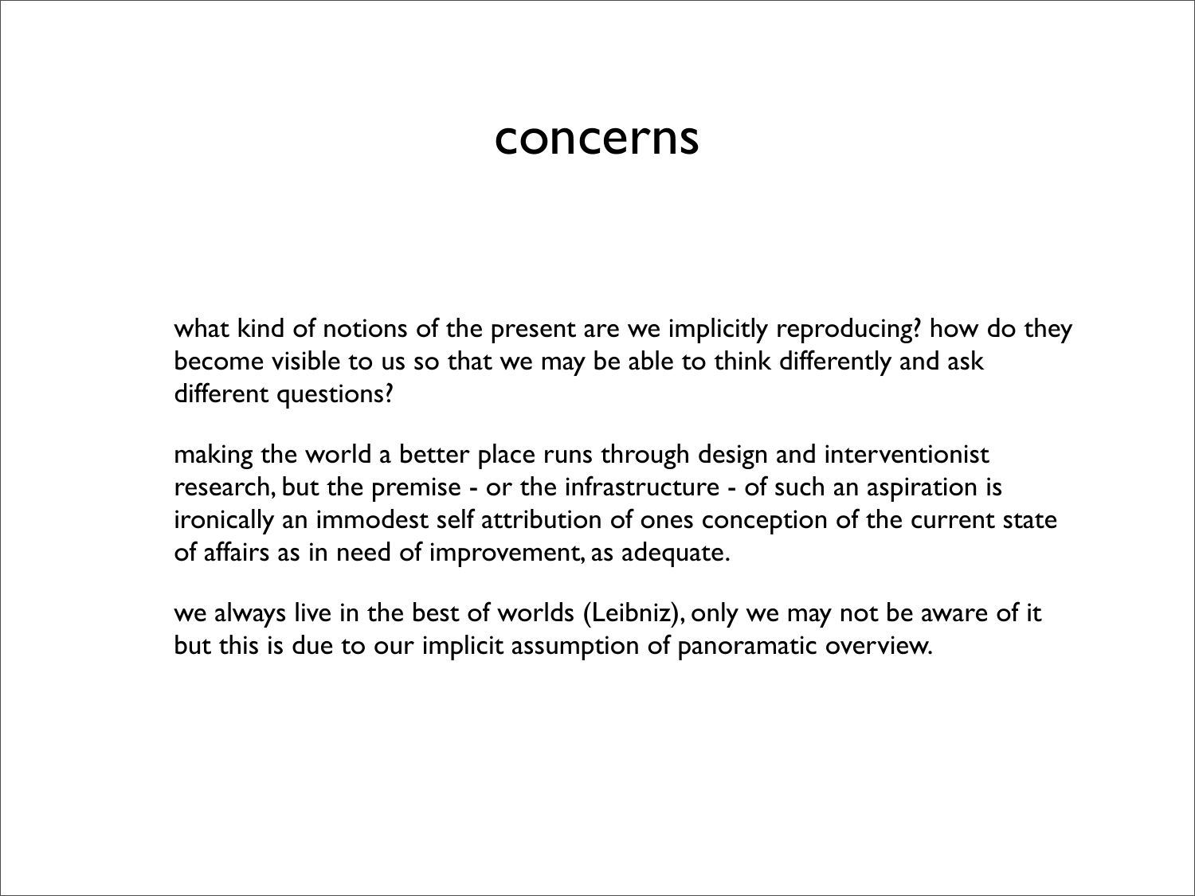# concerns

what kind of notions of the present are we implicitly reproducing? how do they become visible to us so that we may be able to think differently and ask different questions?

making the world a better place runs through design and interventionist research, but the premise - or the infrastructure - of such an aspiration is ironically an immodest self attribution of ones conception of the current state of affairs as in need of improvement, as adequate.

we always live in the best of worlds (Leibniz), only we may not be aware of it but this is due to our implicit assumption of panoramatic overview.